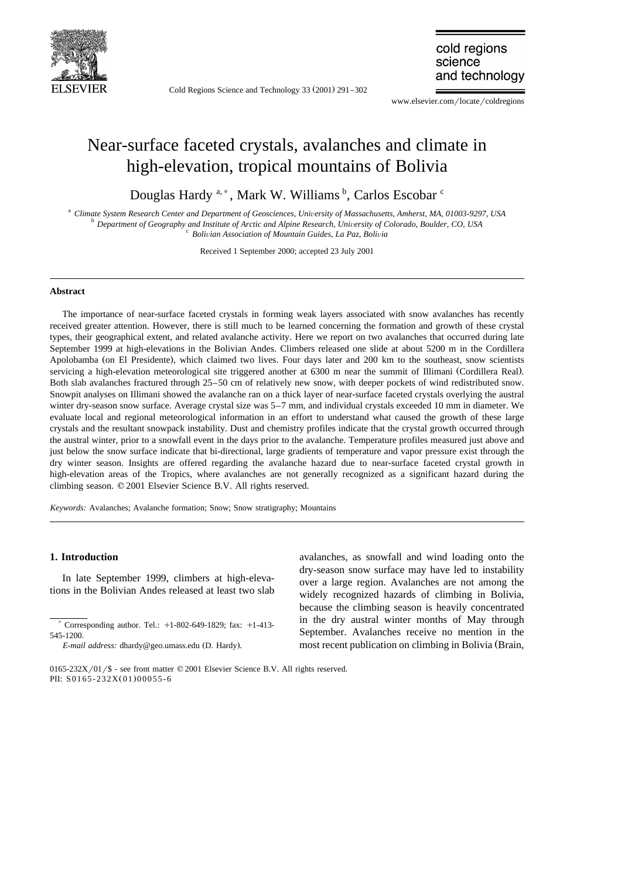# Near-surface faceted crystals, avalanches and climate in high-elevation, tropical mountains of Bolivia

Douglas Hardy [a,*], Mark W. Williams [b], Carlos Escobar [c]

[a] Climate System Research Center and Department of Geosciences, University of Massachusetts, Amherst, MA, 01003-9297, USA
[b] Department of Geography and Institute of Arctic and Alpine Research, University of Colorado, Boulder, CO, USA
[c] Bolivian Association of Mountain Guides, La Paz, Bolivia

Received 1 September 2000; accepted 23 July 2001

## Abstract

The importance of near-surface faceted crystals in forming weak layers associated with snow avalanches has recently received greater attention. However, there is still much to be learned concerning the formation and growth of these crystal types, their geographical extent, and related avalanche activity. Here we report on two avalanches that occurred during late September 1999 at high-elevations in the Bolivian Andes. Climbers released one slide at about 5200 m in the Cordillera Apolobamba (on El Presidente), which claimed two lives. Four days later and 200 km to the southeast, snow scientists servicing a high-elevation meteorological site triggered another at 6300 m near the summit of Illimani (Cordillera Real). Both slab avalanches fractured through 25–50 cm of relatively new snow, with deeper pockets of wind redistributed snow. Snowpit analyses on Illimani showed the avalanche ran on a thick layer of near-surface faceted crystals overlying the austral winter dry-season snow surface. Average crystal size was 5–7 mm, and individual crystals exceeded 10 mm in diameter. We evaluate local and regional meteorological information in an effort to understand what caused the growth of these large crystals and the resultant snowpack instability. Dust and chemistry profiles indicate that the crystal growth occurred through the austral winter, prior to a snowfall event in the days prior to the avalanche. Temperature profiles measured just above and just below the snow surface indicate that bi-directional, large gradients of temperature and vapor pressure exist through the dry winter season. Insights are offered regarding the avalanche hazard due to near-surface faceted crystal growth in high-elevation areas of the Tropics, where avalanches are not generally recognized as a significant hazard during the climbing season. © 2001 Elsevier Science B.V. All rights reserved.

*Keywords:* Avalanches; Avalanche formation; Snow; Snow stratigraphy; Mountains

## 1. Introduction

In late September 1999, climbers at high-elevations in the Bolivian Andes released at least two slab avalanches, as snowfall and wind loading onto the dry-season snow surface may have led to instability over a large region. Avalanches are not among the widely recognized hazards of climbing in Bolivia, because the climbing season is heavily concentrated in the dry austral winter months of May through September. Avalanches receive no mention in the most recent publication on climbing in Bolivia (Brain,

---

* Corresponding author. Tel.: +1-802-649-1829; fax: +1-413-545-1200.
*E-mail address:* dhardy@geo.umass.edu (D. Hardy).

0165-232X/01/$ - see front matter © 2001 Elsevier Science B.V. All rights reserved.
PII: S0165-232X(01)00055-6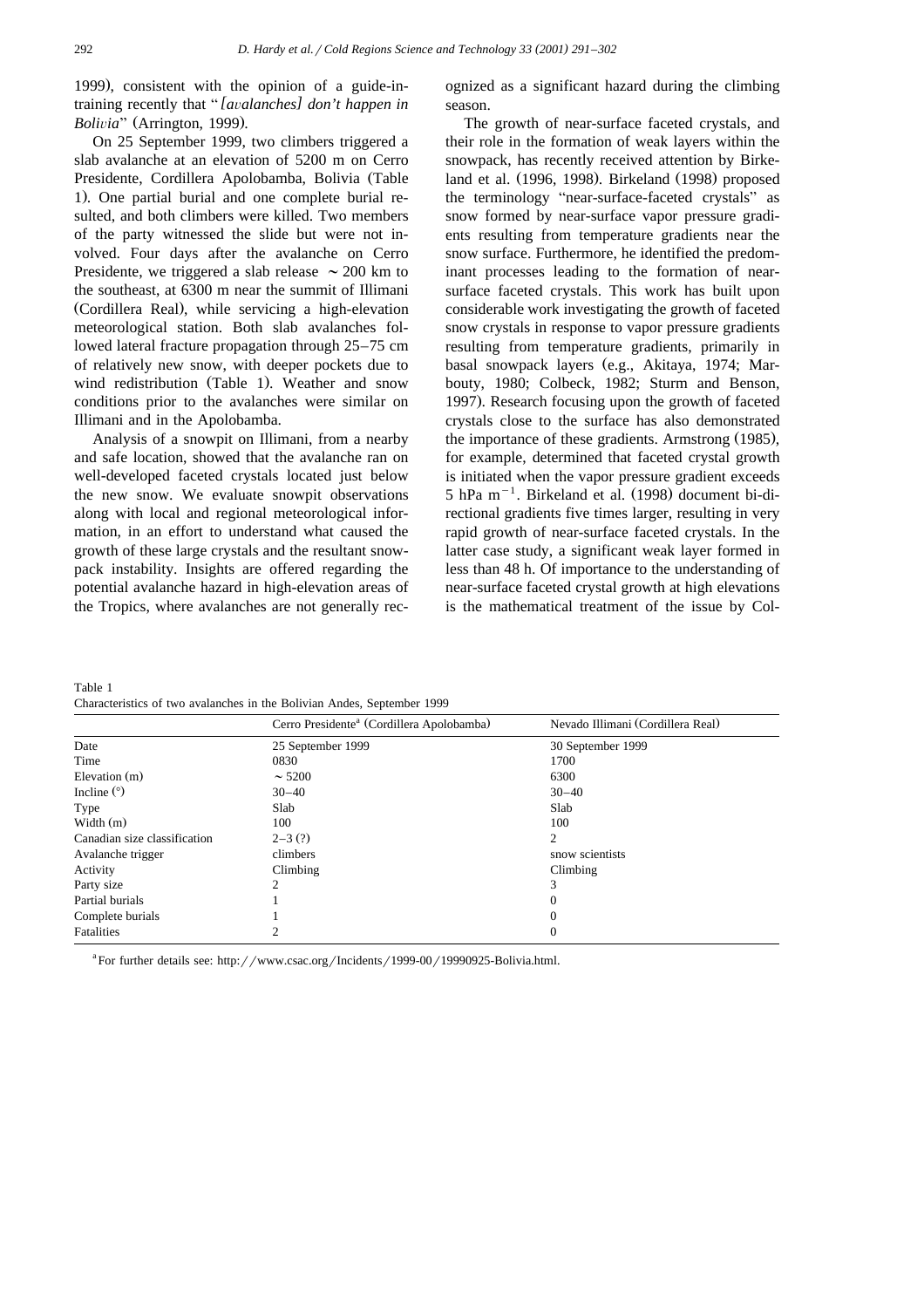1999), consistent with the opinion of a guide-in-training recently that "*[avalanches] don't happen in Bolivia*" (Arrington, 1999).

On 25 September 1999, two climbers triggered a slab avalanche at an elevation of 5200 m on Cerro Presidente, Cordillera Apolobamba, Bolivia (Table 1). One partial burial and one complete burial resulted, and both climbers were killed. Two members of the party witnessed the slide but were not involved. Four days after the avalanche on Cerro Presidente, we triggered a slab release ~200 km to the southeast, at 6300 m near the summit of Illimani (Cordillera Real), while servicing a high-elevation meteorological station. Both slab avalanches followed lateral fracture propagation through 25–75 cm of relatively new snow, with deeper pockets due to wind redistribution (Table 1). Weather and snow conditions prior to the avalanches were similar on Illimani and in the Apolobamba.

Analysis of a snowpit on Illimani, from a nearby and safe location, showed that the avalanche ran on well-developed faceted crystals located just below the new snow. We evaluate snowpit observations along with local and regional meteorological information, in an effort to understand what caused the growth of these large crystals and the resultant snowpack instability. Insights are offered regarding the potential avalanche hazard in high-elevation areas of the Tropics, where avalanches are not generally recognized as a significant hazard during the climbing season.

The growth of near-surface faceted crystals, and their role in the formation of weak layers within the snowpack, has recently received attention by Birkeland et al. (1996, 1998). Birkeland (1998) proposed the terminology "near-surface-faceted crystals" as snow formed by near-surface vapor pressure gradients resulting from temperature gradients near the snow surface. Furthermore, he identified the predominant processes leading to the formation of near-surface faceted crystals. This work has built upon considerable work investigating the growth of faceted snow crystals in response to vapor pressure gradients resulting from temperature gradients, primarily in basal snowpack layers (e.g., Akitaya, 1974; Marbouty, 1980; Colbeck, 1982; Sturm and Benson, 1997). Research focusing upon the growth of faceted crystals close to the surface has also demonstrated the importance of these gradients. Armstrong (1985), for example, determined that faceted crystal growth is initiated when the vapor pressure gradient exceeds 5 hPa $m^{-1}$. Birkeland et al. (1998) document bi-directional gradients five times larger, resulting in very rapid growth of near-surface faceted crystals. In the latter case study, a significant weak layer formed in less than 48 h. Of importance to the understanding of near-surface faceted crystal growth at high elevations is the mathematical treatment of the issue by Col-

Table 1
Characteristics of two avalanches in the Bolivian Andes, September 1999

| | Cerro Presidente[a] (Cordillera Apolobamba) | Nevado Illimani (Cordillera Real) |
|---|---|---|
| Date | 25 September 1999 | 30 September 1999 |
| Time | 0830 | 1700 |
| Elevation (m) | ~5200 | 6300 |
| Incline (°) | 30–40 | 30–40 |
| Type | Slab | Slab |
| Width (m) | 100 | 100 |
| Canadian size classification | 2–3 (?) | 2 |
| Avalanche trigger | climbers | snow scientists |
| Activity | Climbing | Climbing |
| Party size | 2 | 3 |
| Partial burials | 1 | 0 |
| Complete burials | 1 | 0 |
| Fatalities | 2 | 0 |

[a] For further details see: http://www.csac.org/Incidents/1999-00/19990925-Bolivia.html.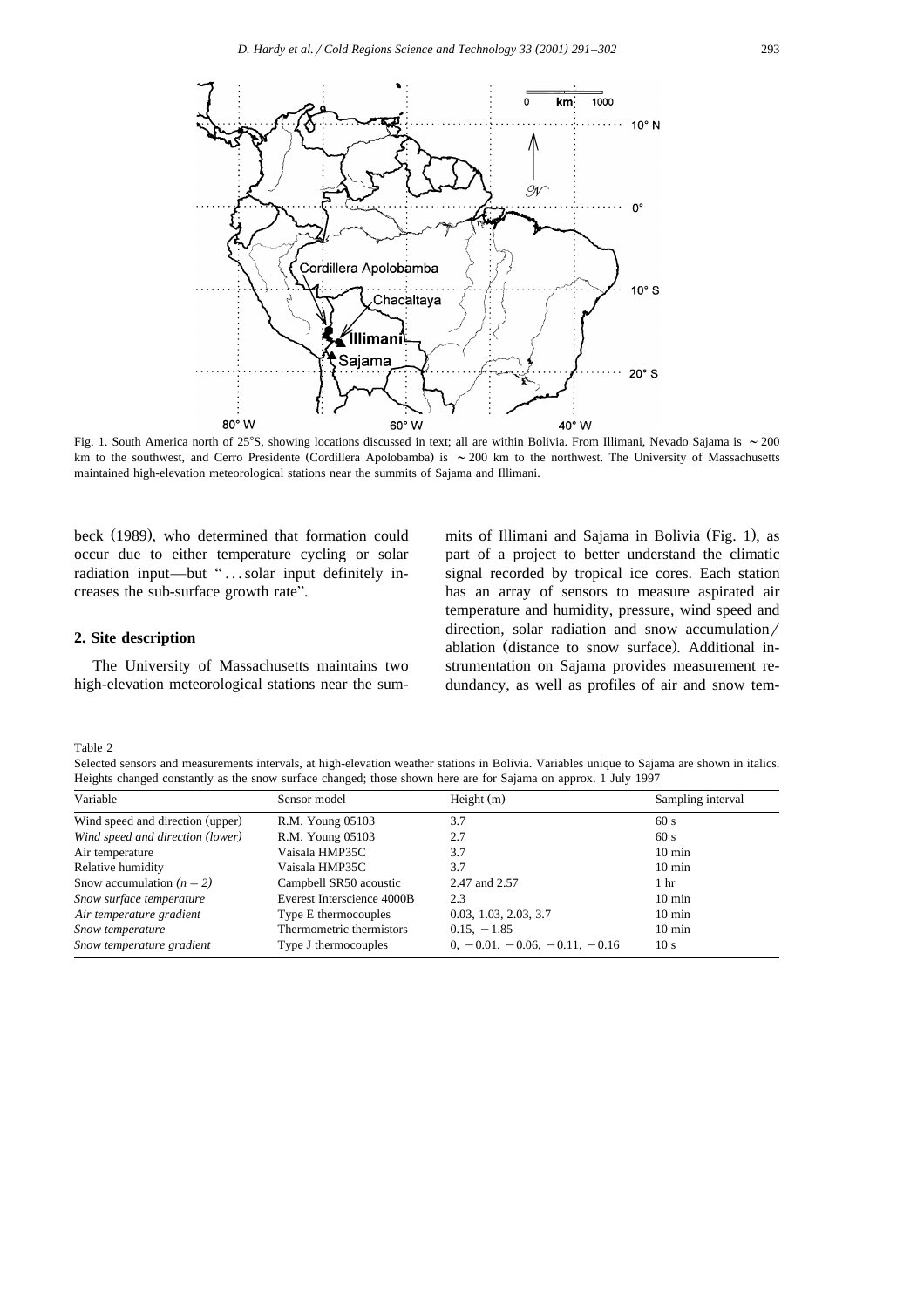Fig. 1. South America north of 25°S, showing locations discussed in text; all are within Bolivia. From Illimani, Nevado Sajama is ~200 km to the southwest, and Cerro Presidente (Cordillera Apolobamba) is ~200 km to the northwest. The University of Massachusetts maintained high-elevation meteorological stations near the summits of Sajama and Illimani.

beck (1989), who determined that formation could occur due to either temperature cycling or solar radiation input—but "...solar input definitely increases the sub-surface growth rate".

## 2. Site description

The University of Massachusetts maintains two high-elevation meteorological stations near the summits of Illimani and Sajama in Bolivia (Fig. 1), as part of a project to better understand the climatic signal recorded by tropical ice cores. Each station has an array of sensors to measure aspirated air temperature and humidity, pressure, wind speed and direction, solar radiation and snow accumulation/ablation (distance to snow surface). Additional instrumentation on Sajama provides measurement redundancy, as well as profiles of air and snow tem-

Table 2

Selected sensors and measurements intervals, at high-elevation weather stations in Bolivia. Variables unique to Sajama are shown in italics. Heights changed constantly as the snow surface changed; those shown here are for Sajama on approx. 1 July 1997

| Variable | Sensor model | Height (m) | Sampling interval |
|---|---|---|---|
| Wind speed and direction (upper) | R.M. Young 05103 | 3.7 | 60 s |
| *Wind speed and direction (lower)* | R.M. Young 05103 | 2.7 | 60 s |
| Air temperature | Vaisala HMP35C | 3.7 | 10 min |
| Relative humidity | Vaisala HMP35C | 3.7 | 10 min |
| Snow accumulation *($n = 2$)* | Campbell SR50 acoustic | 2.47 and 2.57 | 1 hr |
| *Snow surface temperature* | Everest Interscience 4000B | 2.3 | 10 min |
| *Air temperature gradient* | Type E thermocouples | 0.03, 1.03, 2.03, 3.7 | 10 min |
| *Snow temperature* | Thermometric thermistors | 0.15, −1.85 | 10 min |
| *Snow temperature gradient* | Type J thermocouples | 0, −0.01, −0.06, −0.11, −0.16 | 10 s |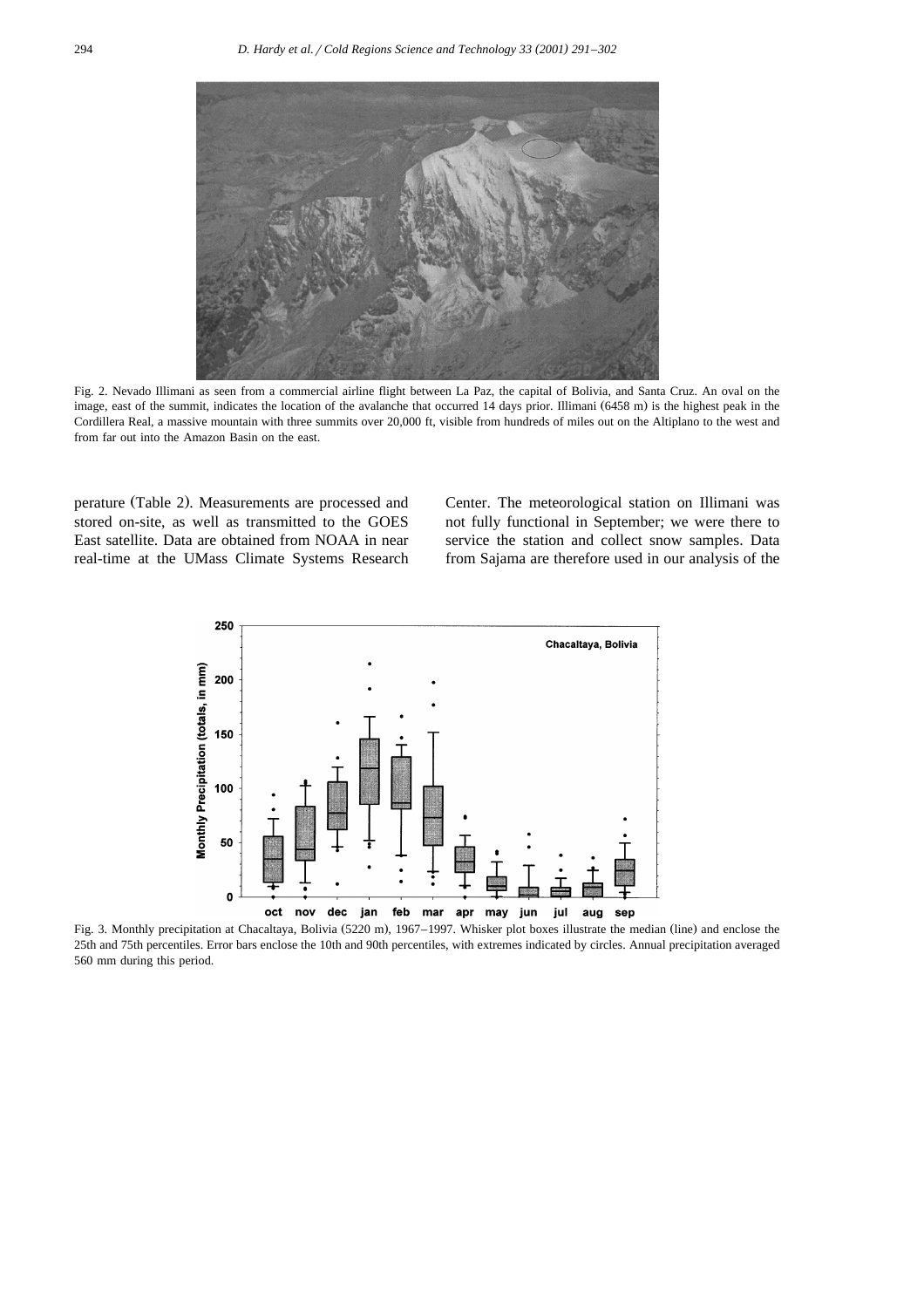Fig. 2. Nevado Illimani as seen from a commercial airline flight between La Paz, the capital of Bolivia, and Santa Cruz. An oval on the image, east of the summit, indicates the location of the avalanche that occurred 14 days prior. Illimani (6458 m) is the highest peak in the Cordillera Real, a massive mountain with three summits over 20,000 ft, visible from hundreds of miles out on the Altiplano to the west and from far out into the Amazon Basin on the east.

perature (Table 2). Measurements are processed and stored on-site, as well as transmitted to the GOES East satellite. Data are obtained from NOAA in near real-time at the UMass Climate Systems Research Center. The meteorological station on Illimani was not fully functional in September; we were there to service the station and collect snow samples. Data from Sajama are therefore used in our analysis of the

Fig. 3. Monthly precipitation at Chacaltaya, Bolivia (5220 m), 1967–1997. Whisker plot boxes illustrate the median (line) and enclose the 25th and 75th percentiles. Error bars enclose the 10th and 90th percentiles, with extremes indicated by circles. Annual precipitation averaged 560 mm during this period.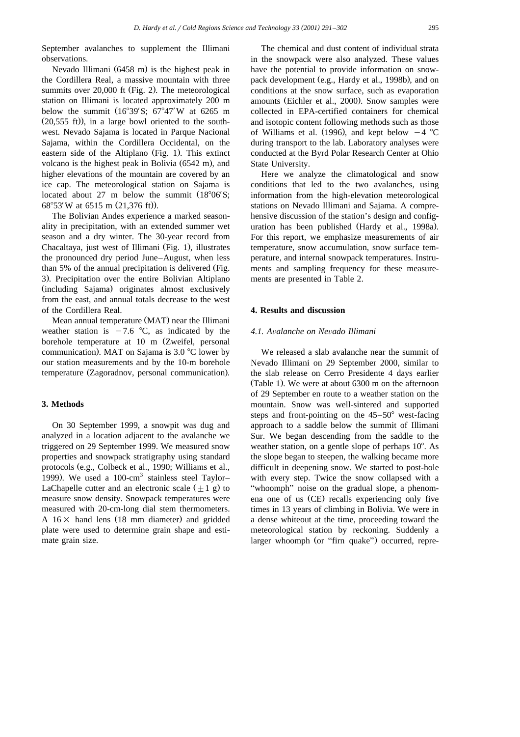September avalanches to supplement the Illimani observations.

Nevado Illimani (6458 m) is the highest peak in the Cordillera Real, a massive mountain with three summits over 20,000 ft (Fig. 2). The meteorological station on Illimani is located approximately 200 m below the summit (16°39′S; 67°47′W at 6265 m (20,555 ft)), in a large bowl oriented to the southwest. Nevado Sajama is located in Parque Nacional Sajama, within the Cordillera Occidental, on the eastern side of the Altiplano (Fig. 1). This extinct volcano is the highest peak in Bolivia (6542 m), and higher elevations of the mountain are covered by an ice cap. The meteorological station on Sajama is located about 27 m below the summit (18°06′S; 68°53′W at 6515 m (21,376 ft)).

The Bolivian Andes experience a marked seasonality in precipitation, with an extended summer wet season and a dry winter. The 30-year record from Chacaltaya, just west of Illimani (Fig. 1), illustrates the pronounced dry period June–August, when less than 5% of the annual precipitation is delivered (Fig. 3). Precipitation over the entire Bolivian Altiplano (including Sajama) originates almost exclusively from the east, and annual totals decrease to the west of the Cordillera Real.

Mean annual temperature (MAT) near the Illimani weather station is −7.6 °C, as indicated by the borehole temperature at 10 m (Zweifel, personal communication). MAT on Sajama is 3.0 °C lower by our station measurements and by the 10-m borehole temperature (Zagoradnov, personal communication).

## 3. Methods

On 30 September 1999, a snowpit was dug and analyzed in a location adjacent to the avalanche we triggered on 29 September 1999. We measured snow properties and snowpack stratigraphy using standard protocols (e.g., Colbeck et al., 1990; Williams et al., 1999). We used a 100-cm$^3$ stainless steel Taylor–LaChapelle cutter and an electronic scale ($\pm 1$ g) to measure snow density. Snowpack temperatures were measured with 20-cm-long dial stem thermometers. A 16× hand lens (18 mm diameter) and gridded plate were used to determine grain shape and estimate grain size.

The chemical and dust content of individual strata in the snowpack were also analyzed. These values have the potential to provide information on snowpack development (e.g., Hardy et al., 1998b), and on conditions at the snow surface, such as evaporation amounts (Eichler et al., 2000). Snow samples were collected in EPA-certified containers for chemical and isotopic content following methods such as those of Williams et al. (1996), and kept below −4 °C during transport to the lab. Laboratory analyses were conducted at the Byrd Polar Research Center at Ohio State University.

Here we analyze the climatological and snow conditions that led to the two avalanches, using information from the high-elevation meteorological stations on Nevado Illimani and Sajama. A comprehensive discussion of the station's design and configuration has been published (Hardy et al., 1998a). For this report, we emphasize measurements of air temperature, snow accumulation, snow surface temperature, and internal snowpack temperatures. Instruments and sampling frequency for these measurements are presented in Table 2.

## 4. Results and discussion

### 4.1. Avalanche on Nevado Illimani

We released a slab avalanche near the summit of Nevado Illimani on 29 September 2000, similar to the slab release on Cerro Presidente 4 days earlier (Table 1). We were at about 6300 m on the afternoon of 29 September en route to a weather station on the mountain. Snow was well-sintered and supported steps and front-pointing on the 45–50° west-facing approach to a saddle below the summit of Illimani Sur. We began descending from the saddle to the weather station, on a gentle slope of perhaps 10°. As the slope began to steepen, the walking became more difficult in deepening snow. We started to post-hole with every step. Twice the snow collapsed with a "whoomph" noise on the gradual slope, a phenomena one of us (CE) recalls experiencing only five times in 13 years of climbing in Bolivia. We were in a dense whiteout at the time, proceeding toward the meteorological station by reckoning. Suddenly a larger whoomph (or "firn quake") occurred, repre-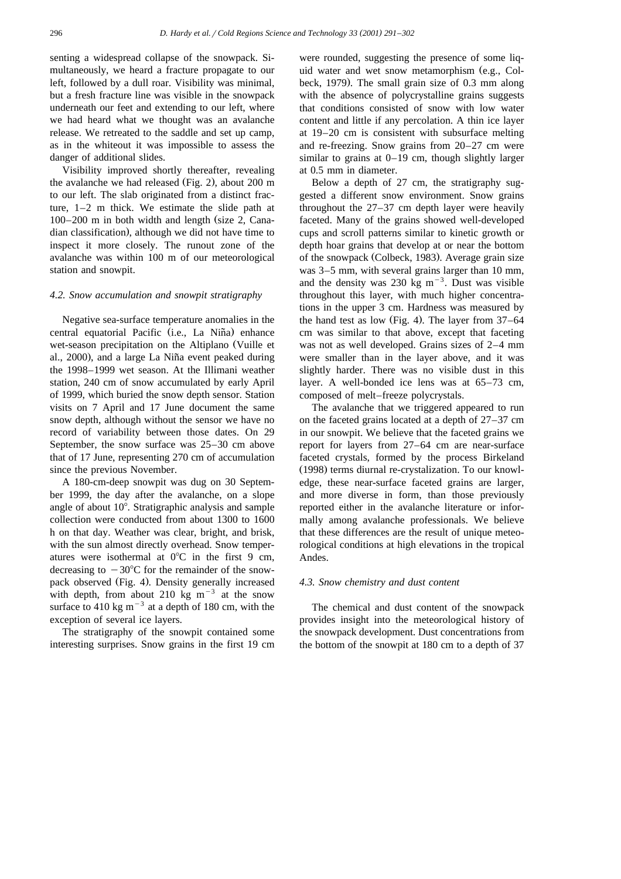senting a widespread collapse of the snowpack. Simultaneously, we heard a fracture propagate to our left, followed by a dull roar. Visibility was minimal, but a fresh fracture line was visible in the snowpack underneath our feet and extending to our left, where we had heard what we thought was an avalanche release. We retreated to the saddle and set up camp, as in the whiteout it was impossible to assess the danger of additional slides.

Visibility improved shortly thereafter, revealing the avalanche we had released (Fig. 2), about 200 m to our left. The slab originated from a distinct fracture, 1–2 m thick. We estimate the slide path at 100–200 m in both width and length (size 2, Canadian classification), although we did not have time to inspect it more closely. The runout zone of the avalanche was within 100 m of our meteorological station and snowpit.

### 4.2. Snow accumulation and snowpit stratigraphy

Negative sea-surface temperature anomalies in the central equatorial Pacific (i.e., La Niña) enhance wet-season precipitation on the Altiplano (Vuille et al., 2000), and a large La Niña event peaked during the 1998–1999 wet season. At the Illimani weather station, 240 cm of snow accumulated by early April of 1999, which buried the snow depth sensor. Station visits on 7 April and 17 June document the same snow depth, although without the sensor we have no record of variability between those dates. On 29 September, the snow surface was 25–30 cm above that of 17 June, representing 270 cm of accumulation since the previous November.

A 180-cm-deep snowpit was dug on 30 September 1999, the day after the avalanche, on a slope angle of about 10°. Stratigraphic analysis and sample collection were conducted from about 1300 to 1600 h on that day. Weather was clear, bright, and brisk, with the sun almost directly overhead. Snow temperatures were isothermal at 0°C in the first 9 cm, decreasing to −30°C for the remainder of the snowpack observed (Fig. 4). Density generally increased with depth, from about 210 kg m$^{-3}$ at the snow surface to 410 kg m$^{-3}$ at a depth of 180 cm, with the exception of several ice layers.

The stratigraphy of the snowpit contained some interesting surprises. Snow grains in the first 19 cm were rounded, suggesting the presence of some liquid water and wet snow metamorphism (e.g., Colbeck, 1979). The small grain size of 0.3 mm along with the absence of polycrystalline grains suggests that conditions consisted of snow with low water content and little if any percolation. A thin ice layer at 19–20 cm is consistent with subsurface melting and re-freezing. Snow grains from 20–27 cm were similar to grains at 0–19 cm, though slightly larger at 0.5 mm in diameter.

Below a depth of 27 cm, the stratigraphy suggested a different snow environment. Snow grains throughout the 27–37 cm depth layer were heavily faceted. Many of the grains showed well-developed cups and scroll patterns similar to kinetic growth or depth hoar grains that develop at or near the bottom of the snowpack (Colbeck, 1983). Average grain size was 3–5 mm, with several grains larger than 10 mm, and the density was 230 kg m$^{-3}$. Dust was visible throughout this layer, with much higher concentrations in the upper 3 cm. Hardness was measured by the hand test as low (Fig. 4). The layer from 37–64 cm was similar to that above, except that faceting was not as well developed. Grains sizes of 2–4 mm were smaller than in the layer above, and it was slightly harder. There was no visible dust in this layer. A well-bonded ice lens was at 65–73 cm, composed of melt–freeze polycrystals.

The avalanche that we triggered appeared to run on the faceted grains located at a depth of 27–37 cm in our snowpit. We believe that the faceted grains we report for layers from 27–64 cm are near-surface faceted crystals, formed by the process Birkeland (1998) terms diurnal re-crystalization. To our knowledge, these near-surface faceted grains are larger, and more diverse in form, than those previously reported either in the avalanche literature or informally among avalanche professionals. We believe that these differences are the result of unique meteorological conditions at high elevations in the tropical Andes.

### 4.3. Snow chemistry and dust content

The chemical and dust content of the snowpack provides insight into the meteorological history of the snowpack development. Dust concentrations from the bottom of the snowpit at 180 cm to a depth of 37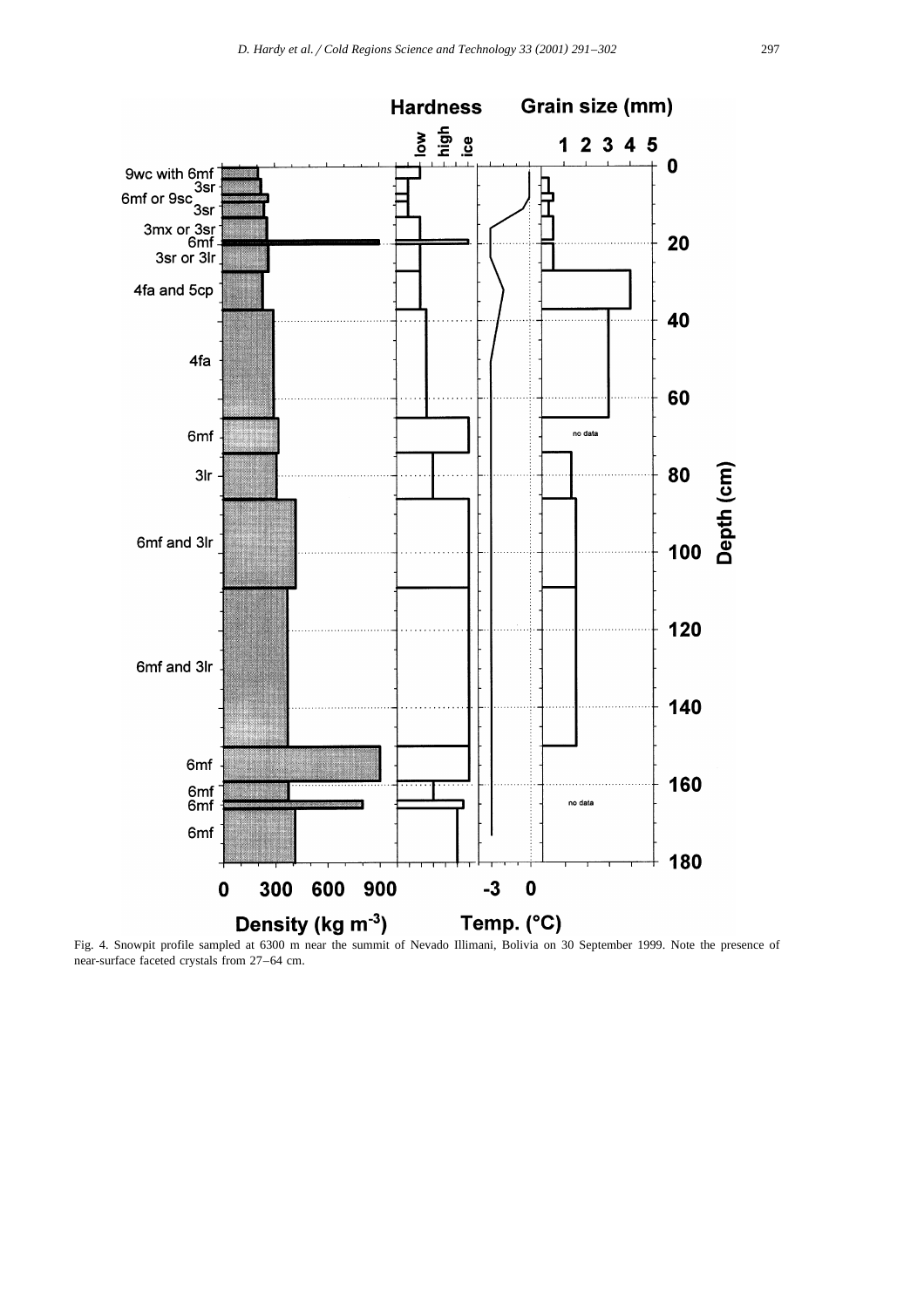Fig. 4. Snowpit profile sampled at 6300 m near the summit of Nevado Illimani, Bolivia on 30 September 1999. Note the presence of near-surface faceted crystals from 27–64 cm.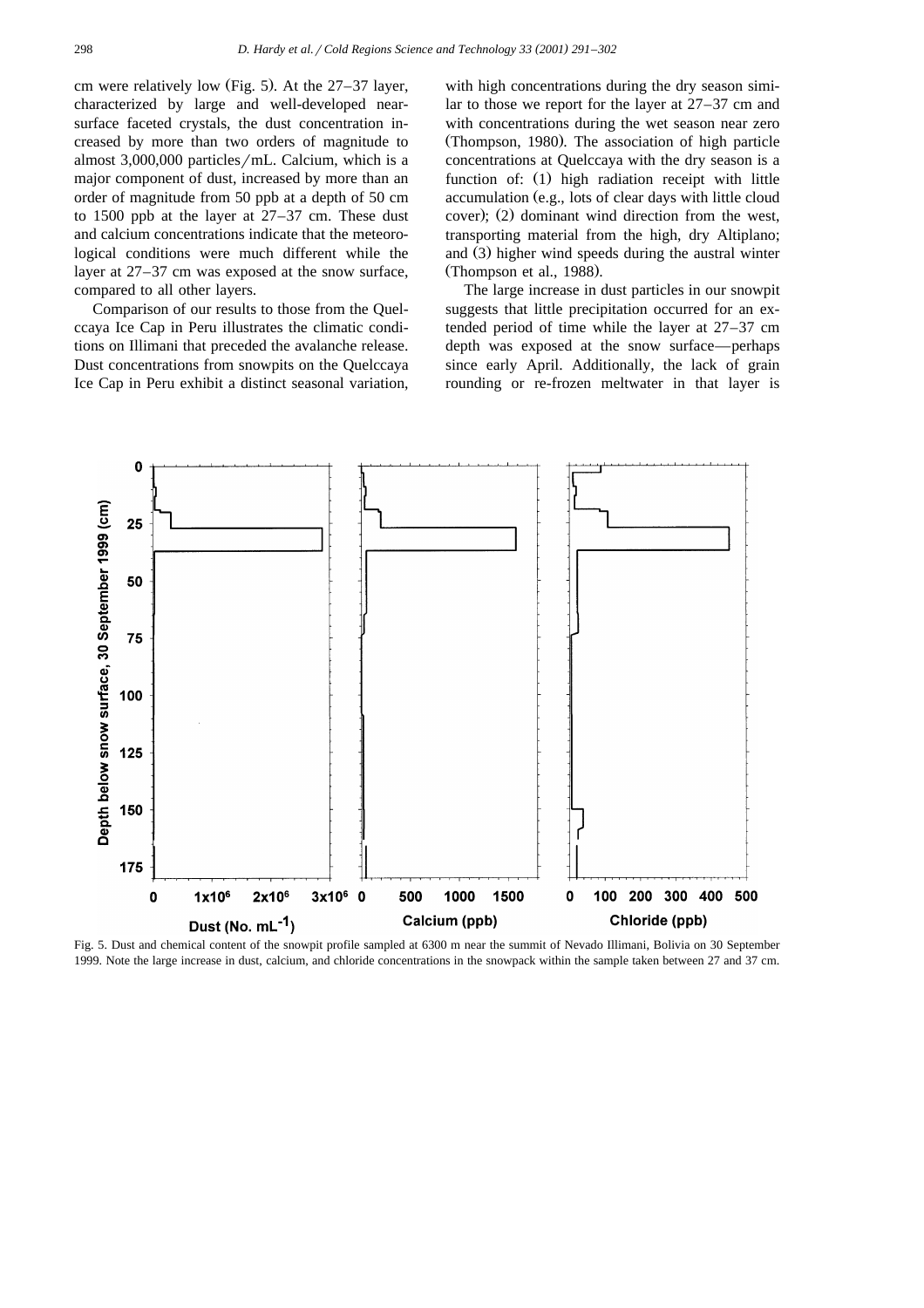cm were relatively low (Fig. 5). At the 27–37 layer, characterized by large and well-developed near-surface faceted crystals, the dust concentration increased by more than two orders of magnitude to almost 3,000,000 particles/mL. Calcium, which is a major component of dust, increased by more than an order of magnitude from 50 ppb at a depth of 50 cm to 1500 ppb at the layer at 27–37 cm. These dust and calcium concentrations indicate that the meteorological conditions were much different while the layer at 27–37 cm was exposed at the snow surface, compared to all other layers.

Comparison of our results to those from the Quelccaya Ice Cap in Peru illustrates the climatic conditions on Illimani that preceded the avalanche release. Dust concentrations from snowpits on the Quelccaya Ice Cap in Peru exhibit a distinct seasonal variation, with high concentrations during the dry season similar to those we report for the layer at 27–37 cm and with concentrations during the wet season near zero (Thompson, 1980). The association of high particle concentrations at Quelccaya with the dry season is a function of: (1) high radiation receipt with little accumulation (e.g., lots of clear days with little cloud cover); (2) dominant wind direction from the west, transporting material from the high, dry Altiplano; and (3) higher wind speeds during the austral winter (Thompson et al., 1988).

The large increase in dust particles in our snowpit suggests that little precipitation occurred for an extended period of time while the layer at 27–37 cm depth was exposed at the snow surface—perhaps since early April. Additionally, the lack of grain rounding or re-frozen meltwater in that layer is

Fig. 5. Dust and chemical content of the snowpit profile sampled at 6300 m near the summit of Nevado Illimani, Bolivia on 30 September 1999. Note the large increase in dust, calcium, and chloride concentrations in the snowpack within the sample taken between 27 and 37 cm.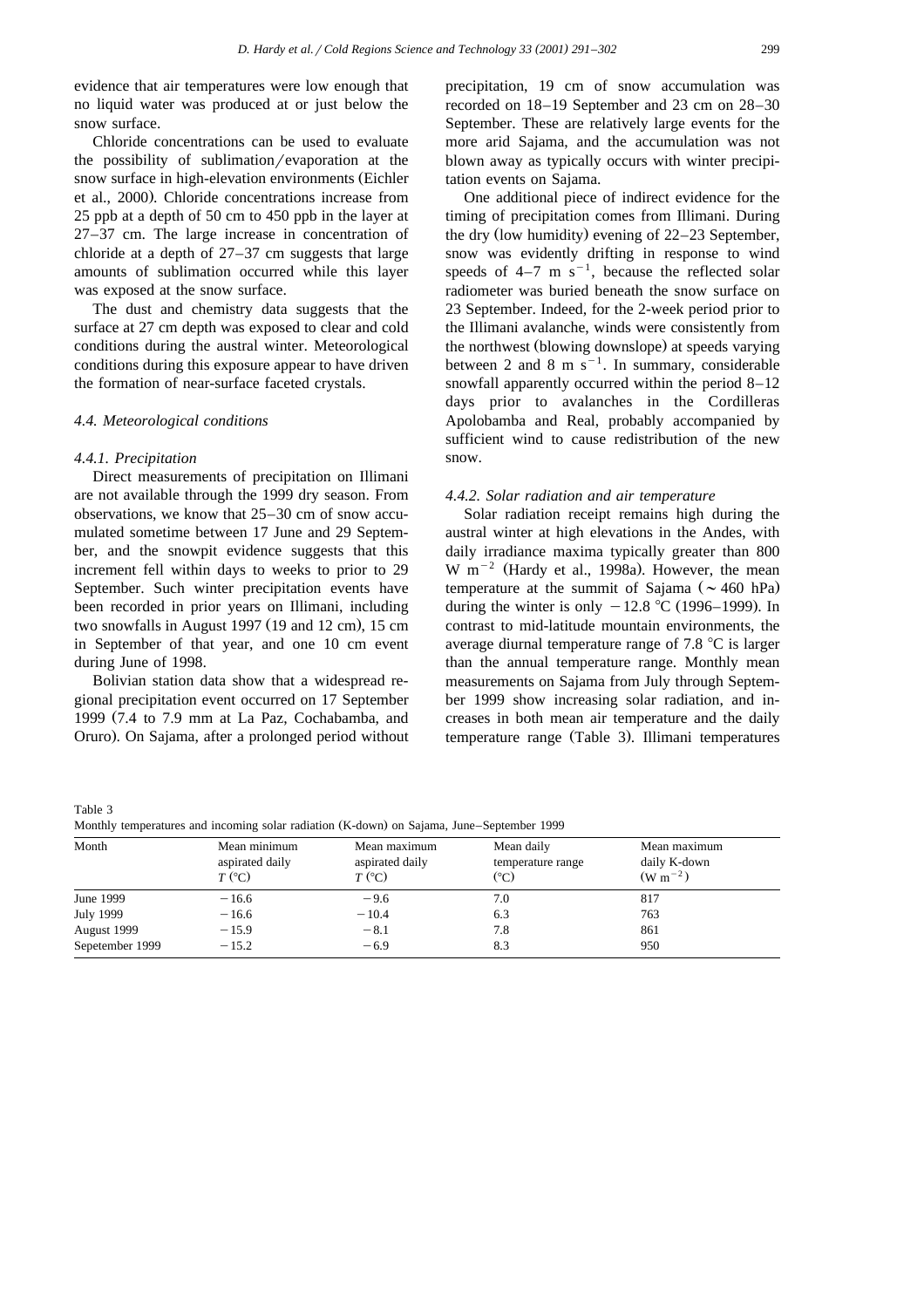evidence that air temperatures were low enough that no liquid water was produced at or just below the snow surface.

Chloride concentrations can be used to evaluate the possibility of sublimation/evaporation at the snow surface in high-elevation environments (Eichler et al., 2000). Chloride concentrations increase from 25 ppb at a depth of 50 cm to 450 ppb in the layer at 27–37 cm. The large increase in concentration of chloride at a depth of 27–37 cm suggests that large amounts of sublimation occurred while this layer was exposed at the snow surface.

The dust and chemistry data suggests that the surface at 27 cm depth was exposed to clear and cold conditions during the austral winter. Meteorological conditions during this exposure appear to have driven the formation of near-surface faceted crystals.

### 4.4. Meteorological conditions

#### 4.4.1. Precipitation

Direct measurements of precipitation on Illimani are not available through the 1999 dry season. From observations, we know that 25–30 cm of snow accumulated sometime between 17 June and 29 September, and the snowpit evidence suggests that this increment fell within days to weeks to prior to 29 September. Such winter precipitation events have been recorded in prior years on Illimani, including two snowfalls in August 1997 (19 and 12 cm), 15 cm in September of that year, and one 10 cm event during June of 1998.

Bolivian station data show that a widespread regional precipitation event occurred on 17 September 1999 (7.4 to 7.9 mm at La Paz, Cochabamba, and Oruro). On Sajama, after a prolonged period without precipitation, 19 cm of snow accumulation was recorded on 18–19 September and 23 cm on 28–30 September. These are relatively large events for the more arid Sajama, and the accumulation was not blown away as typically occurs with winter precipitation events on Sajama.

One additional piece of indirect evidence for the timing of precipitation comes from Illimani. During the dry (low humidity) evening of 22–23 September, snow was evidently drifting in response to wind speeds of 4–7 m $s^{-1}$, because the reflected solar radiometer was buried beneath the snow surface on 23 September. Indeed, for the 2-week period prior to the Illimani avalanche, winds were consistently from the northwest (blowing downslope) at speeds varying between 2 and 8 m $s^{-1}$. In summary, considerable snowfall apparently occurred within the period 8–12 days prior to avalanches in the Cordilleras Apolobamba and Real, probably accompanied by sufficient wind to cause redistribution of the new snow.

#### 4.4.2. Solar radiation and air temperature

Solar radiation receipt remains high during the austral winter at high elevations in the Andes, with daily irradiance maxima typically greater than 800 W $m^{-2}$ (Hardy et al., 1998a). However, the mean temperature at the summit of Sajama ($\sim$ 460 hPa) during the winter is only $-12.8$ °C (1996–1999). In contrast to mid-latitude mountain environments, the average diurnal temperature range of 7.8 °C is larger than the annual temperature range. Monthly mean measurements on Sajama from July through September 1999 show increasing solar radiation, and increases in both mean air temperature and the daily temperature range (Table 3). Illimani temperatures

Table 3
Monthly temperatures and incoming solar radiation (K-down) on Sajama, June–September 1999

| Month | Mean minimum aspirated daily $T$ (°C) | Mean maximum aspirated daily $T$ (°C) | Mean daily temperature range (°C) | Mean maximum daily K-down (W $m^{-2}$) |
|---|---|---|---|---|
| June 1999 | $-16.6$ | $-9.6$ | 7.0 | 817 |
| July 1999 | $-16.6$ | $-10.4$ | 6.3 | 763 |
| August 1999 | $-15.9$ | $-8.1$ | 7.8 | 861 |
| Sepetember 1999 | $-15.2$ | $-6.9$ | 8.3 | 950 |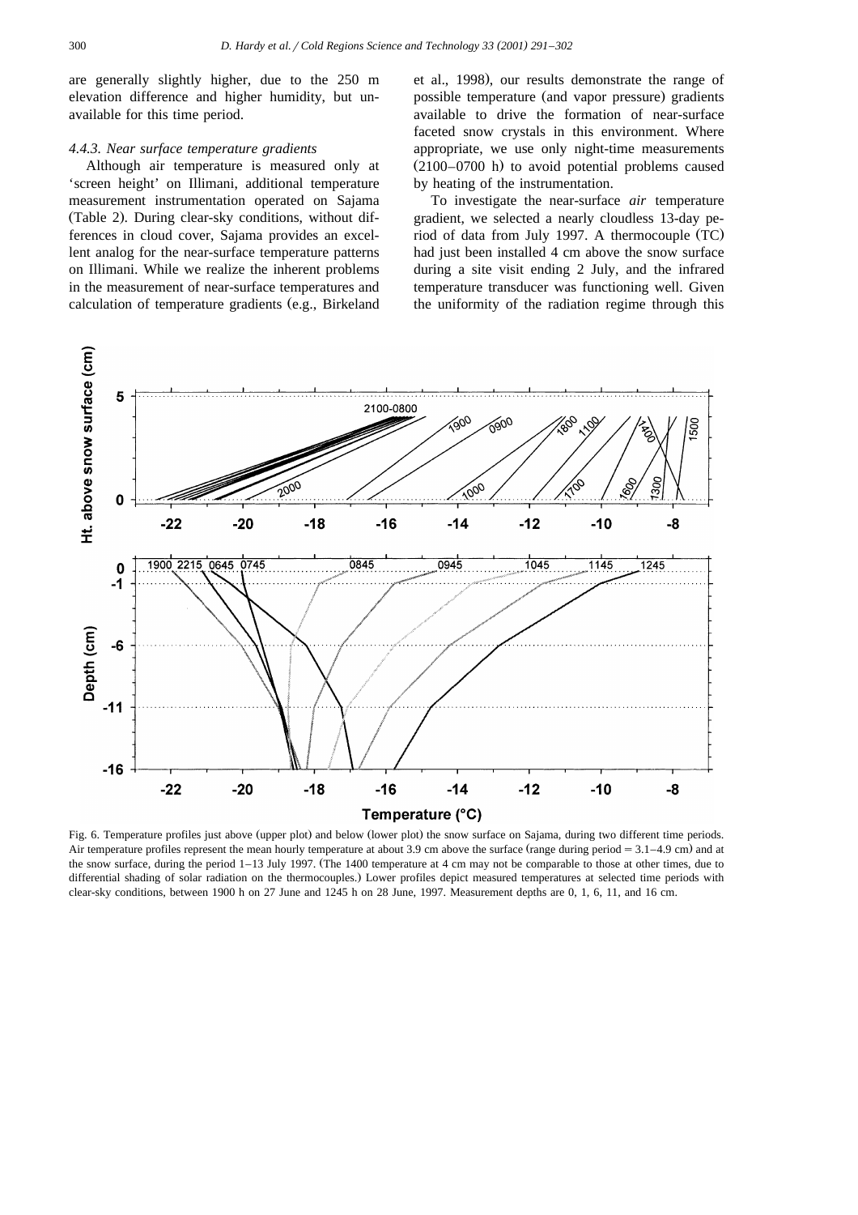are generally slightly higher, due to the 250 m elevation difference and higher humidity, but unavailable for this time period.

#### 4.4.3. Near surface temperature gradients

Although air temperature is measured only at 'screen height' on Illimani, additional temperature measurement instrumentation operated on Sajama (Table 2). During clear-sky conditions, without differences in cloud cover, Sajama provides an excellent analog for the near-surface temperature patterns on Illimani. While we realize the inherent problems in the measurement of near-surface temperatures and calculation of temperature gradients (e.g., Birkeland et al., 1998), our results demonstrate the range of possible temperature (and vapor pressure) gradients available to drive the formation of near-surface faceted snow crystals in this environment. Where appropriate, we use only night-time measurements (2100–0700 h) to avoid potential problems caused by heating of the instrumentation.

To investigate the near-surface *air* temperature gradient, we selected a nearly cloudless 13-day period of data from July 1997. A thermocouple (TC) had just been installed 4 cm above the snow surface during a site visit ending 2 July, and the infrared temperature transducer was functioning well. Given the uniformity of the radiation regime through this

Fig. 6. Temperature profiles just above (upper plot) and below (lower plot) the snow surface on Sajama, during two different time periods. Air temperature profiles represent the mean hourly temperature at about 3.9 cm above the surface (range during period = 3.1–4.9 cm) and at the snow surface, during the period 1–13 July 1997. (The 1400 temperature at 4 cm may not be comparable to those at other times, due to differential shading of solar radiation on the thermocouples.) Lower profiles depict measured temperatures at selected time periods with clear-sky conditions, between 1900 h on 27 June and 1245 h on 28 June, 1997. Measurement depths are 0, 1, 6, 11, and 16 cm.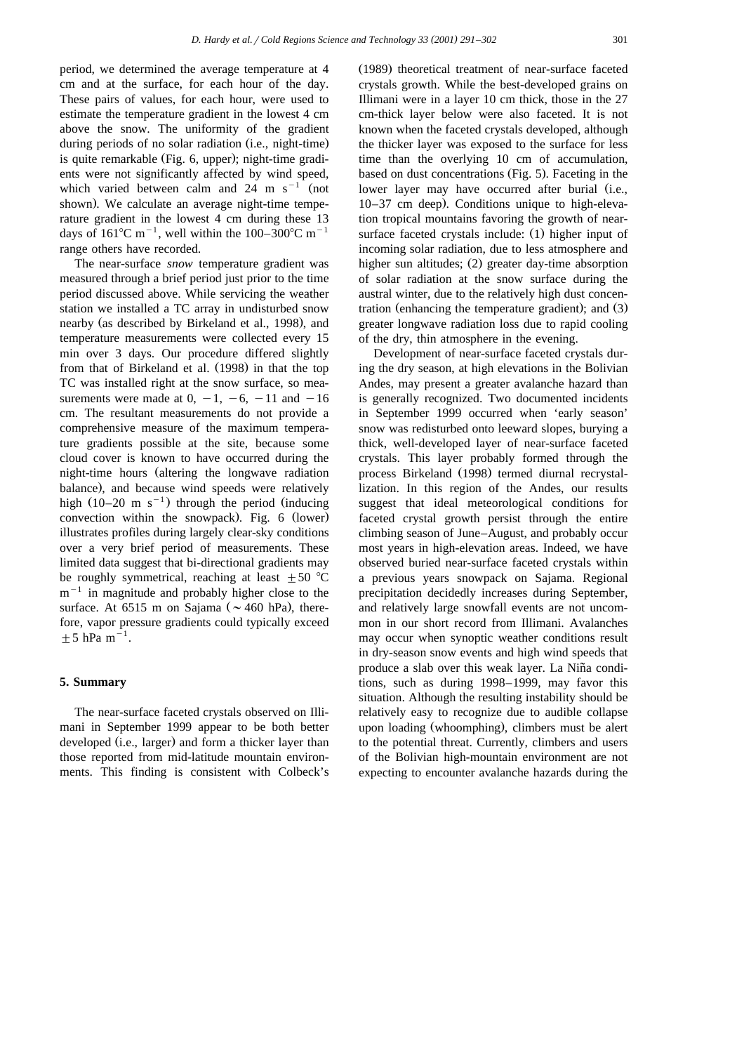period, we determined the average temperature at 4 cm and at the surface, for each hour of the day. These pairs of values, for each hour, were used to estimate the temperature gradient in the lowest 4 cm above the snow. The uniformity of the gradient during periods of no solar radiation (i.e., night-time) is quite remarkable (Fig. 6, upper); night-time gradients were not significantly affected by wind speed, which varied between calm and 24 m $s^{-1}$ (not shown). We calculate an average night-time temperature gradient in the lowest 4 cm during these 13 days of 161°C $m^{-1}$, well within the 100–300°C $m^{-1}$ range others have recorded.

The near-surface *snow* temperature gradient was measured through a brief period just prior to the time period discussed above. While servicing the weather station we installed a TC array in undisturbed snow nearby (as described by Birkeland et al., 1998), and temperature measurements were collected every 15 min over 3 days. Our procedure differed slightly from that of Birkeland et al. (1998) in that the top TC was installed right at the snow surface, so measurements were made at 0, −1, −6, −11 and −16 cm. The resultant measurements do not provide a comprehensive measure of the maximum temperature gradients possible at the site, because some cloud cover is known to have occurred during the night-time hours (altering the longwave radiation balance), and because wind speeds were relatively high (10–20 m $s^{-1}$) through the period (inducing convection within the snowpack). Fig. 6 (lower) illustrates profiles during largely clear-sky conditions over a very brief period of measurements. These limited data suggest that bi-directional gradients may be roughly symmetrical, reaching at least ±50 °C $m^{-1}$ in magnitude and probably higher close to the surface. At 6515 m on Sajama (~460 hPa), therefore, vapor pressure gradients could typically exceed ±5 hPa $m^{-1}$.

## 5. Summary

The near-surface faceted crystals observed on Illimani in September 1999 appear to be both better developed (i.e., larger) and form a thicker layer than those reported from mid-latitude mountain environments. This finding is consistent with Colbeck's (1989) theoretical treatment of near-surface faceted crystals growth. While the best-developed grains on Illimani were in a layer 10 cm thick, those in the 27 cm-thick layer below were also faceted. It is not known when the faceted crystals developed, although the thicker layer was exposed to the surface for less time than the overlying 10 cm of accumulation, based on dust concentrations (Fig. 5). Faceting in the lower layer may have occurred after burial (i.e., 10–37 cm deep). Conditions unique to high-elevation tropical mountains favoring the growth of near-surface faceted crystals include: (1) higher input of incoming solar radiation, due to less atmosphere and higher sun altitudes; (2) greater day-time absorption of solar radiation at the snow surface during the austral winter, due to the relatively high dust concentration (enhancing the temperature gradient); and (3) greater longwave radiation loss due to rapid cooling of the dry, thin atmosphere in the evening.

Development of near-surface faceted crystals during the dry season, at high elevations in the Bolivian Andes, may present a greater avalanche hazard than is generally recognized. Two documented incidents in September 1999 occurred when 'early season' snow was redisturbed onto leeward slopes, burying a thick, well-developed layer of near-surface faceted crystals. This layer probably formed through the process Birkeland (1998) termed diurnal recrystallization. In this region of the Andes, our results suggest that ideal meteorological conditions for faceted crystal growth persist through the entire climbing season of June–August, and probably occur most years in high-elevation areas. Indeed, we have observed buried near-surface faceted crystals within a previous years snowpack on Sajama. Regional precipitation decidedly increases during September, and relatively large snowfall events are not uncommon in our short record from Illimani. Avalanches may occur when synoptic weather conditions result in dry-season snow events and high wind speeds that produce a slab over this weak layer. La Niña conditions, such as during 1998–1999, may favor this situation. Although the resulting instability should be relatively easy to recognize due to audible collapse upon loading (whoomphing), climbers must be alert to the potential threat. Currently, climbers and users of the Bolivian high-mountain environment are not expecting to encounter avalanche hazards during the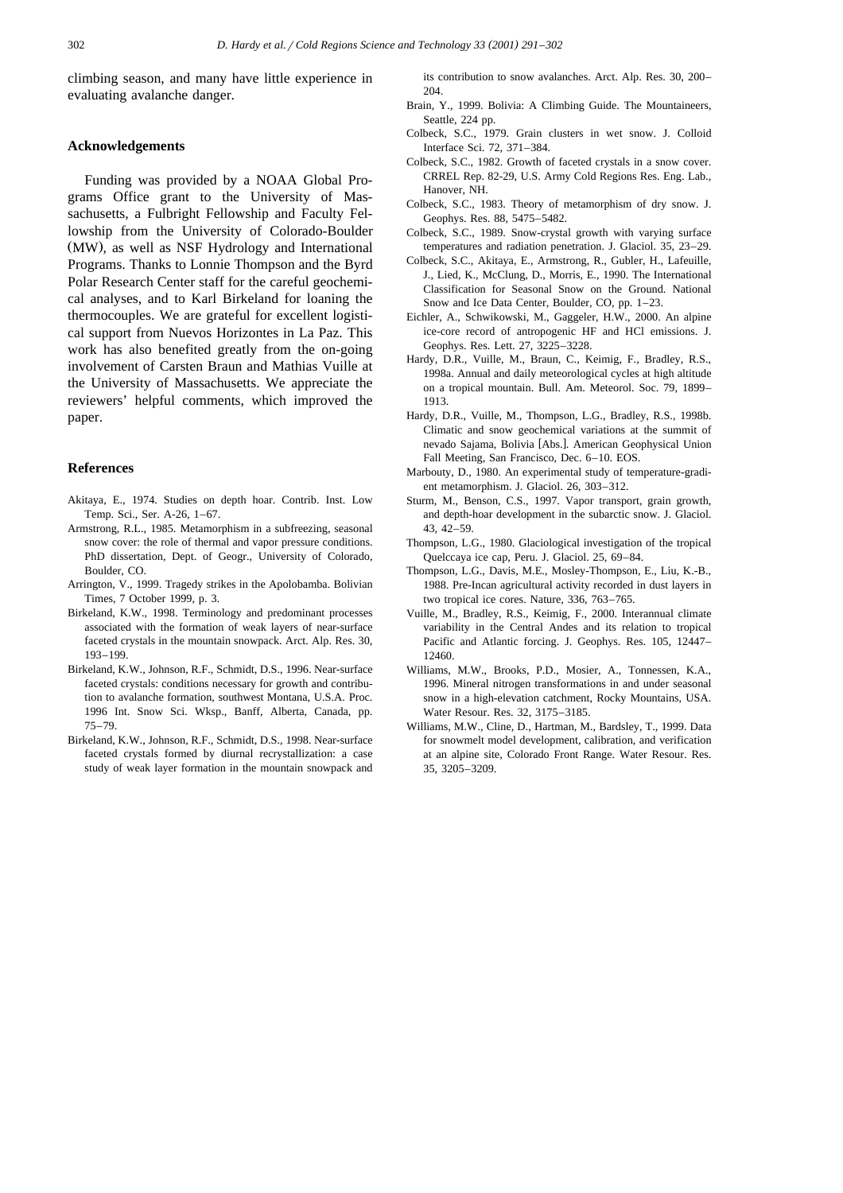climbing season, and many have little experience in evaluating avalanche danger.

## Acknowledgements

Funding was provided by a NOAA Global Programs Office grant to the University of Massachusetts, a Fulbright Fellowship and Faculty Fellowship from the University of Colorado-Boulder (MW), as well as NSF Hydrology and International Programs. Thanks to Lonnie Thompson and the Byrd Polar Research Center staff for the careful geochemical analyses, and to Karl Birkeland for loaning the thermocouples. We are grateful for excellent logistical support from Nuevos Horizontes in La Paz. This work has also benefited greatly from the on-going involvement of Carsten Braun and Mathias Vuille at the University of Massachusetts. We appreciate the reviewers' helpful comments, which improved the paper.

## References

Akitaya, E., 1974. Studies on depth hoar. Contrib. Inst. Low Temp. Sci., Ser. A-26, 1–67.

Armstrong, R.L., 1985. Metamorphism in a subfreezing, seasonal snow cover: the role of thermal and vapor pressure conditions. PhD dissertation, Dept. of Geogr., University of Colorado, Boulder, CO.

Arrington, V., 1999. Tragedy strikes in the Apolobamba. Bolivian Times, 7 October 1999, p. 3.

Birkeland, K.W., 1998. Terminology and predominant processes associated with the formation of weak layers of near-surface faceted crystals in the mountain snowpack. Arct. Alp. Res. 30, 193–199.

Birkeland, K.W., Johnson, R.F., Schmidt, D.S., 1996. Near-surface faceted crystals: conditions necessary for growth and contribution to avalanche formation, southwest Montana, U.S.A. Proc. 1996 Int. Snow Sci. Wksp., Banff, Alberta, Canada, pp. 75–79.

Birkeland, K.W., Johnson, R.F., Schmidt, D.S., 1998. Near-surface faceted crystals formed by diurnal recrystallization: a case study of weak layer formation in the mountain snowpack and its contribution to snow avalanches. Arct. Alp. Res. 30, 200–204.

Brain, Y., 1999. Bolivia: A Climbing Guide. The Mountaineers, Seattle, 224 pp.

Colbeck, S.C., 1979. Grain clusters in wet snow. J. Colloid Interface Sci. 72, 371–384.

Colbeck, S.C., 1982. Growth of faceted crystals in a snow cover. CRREL Rep. 82-29, U.S. Army Cold Regions Res. Eng. Lab., Hanover, NH.

Colbeck, S.C., 1983. Theory of metamorphism of dry snow. J. Geophys. Res. 88, 5475–5482.

Colbeck, S.C., 1989. Snow-crystal growth with varying surface temperatures and radiation penetration. J. Glaciol. 35, 23–29.

Colbeck, S.C., Akitaya, E., Armstrong, R., Gubler, H., Lafeuille, J., Lied, K., McClung, D., Morris, E., 1990. The International Classification for Seasonal Snow on the Ground. National Snow and Ice Data Center, Boulder, CO, pp. 1–23.

Eichler, A., Schwikowski, M., Gaggeler, H.W., 2000. An alpine ice-core record of antropogenic HF and HCl emissions. J. Geophys. Res. Lett. 27, 3225–3228.

Hardy, D.R., Vuille, M., Braun, C., Keimig, F., Bradley, R.S., 1998a. Annual and daily meteorological cycles at high altitude on a tropical mountain. Bull. Am. Meteorol. Soc. 79, 1899–1913.

Hardy, D.R., Vuille, M., Thompson, L.G., Bradley, R.S., 1998b. Climatic and snow geochemical variations at the summit of nevado Sajama, Bolivia [Abs.]. American Geophysical Union Fall Meeting, San Francisco, Dec. 6–10. EOS.

Marbouty, D., 1980. An experimental study of temperature-gradient metamorphism. J. Glaciol. 26, 303–312.

Sturm, M., Benson, C.S., 1997. Vapor transport, grain growth, and depth-hoar development in the subarctic snow. J. Glaciol. 43, 42–59.

Thompson, L.G., 1980. Glaciological investigation of the tropical Quelccaya ice cap, Peru. J. Glaciol. 25, 69–84.

Thompson, L.G., Davis, M.E., Mosley-Thompson, E., Liu, K.-B., 1988. Pre-Incan agricultural activity recorded in dust layers in two tropical ice cores. Nature, 336, 763–765.

Vuille, M., Bradley, R.S., Keimig, F., 2000. Interannual climate variability in the Central Andes and its relation to tropical Pacific and Atlantic forcing. J. Geophys. Res. 105, 12447–12460.

Williams, M.W., Brooks, P.D., Mosier, A., Tonnessen, K.A., 1996. Mineral nitrogen transformations in and under seasonal snow in a high-elevation catchment, Rocky Mountains, USA. Water Resour. Res. 32, 3175–3185.

Williams, M.W., Cline, D., Hartman, M., Bardsley, T., 1999. Data for snowmelt model development, calibration, and verification at an alpine site, Colorado Front Range. Water Resour. Res. 35, 3205–3209.